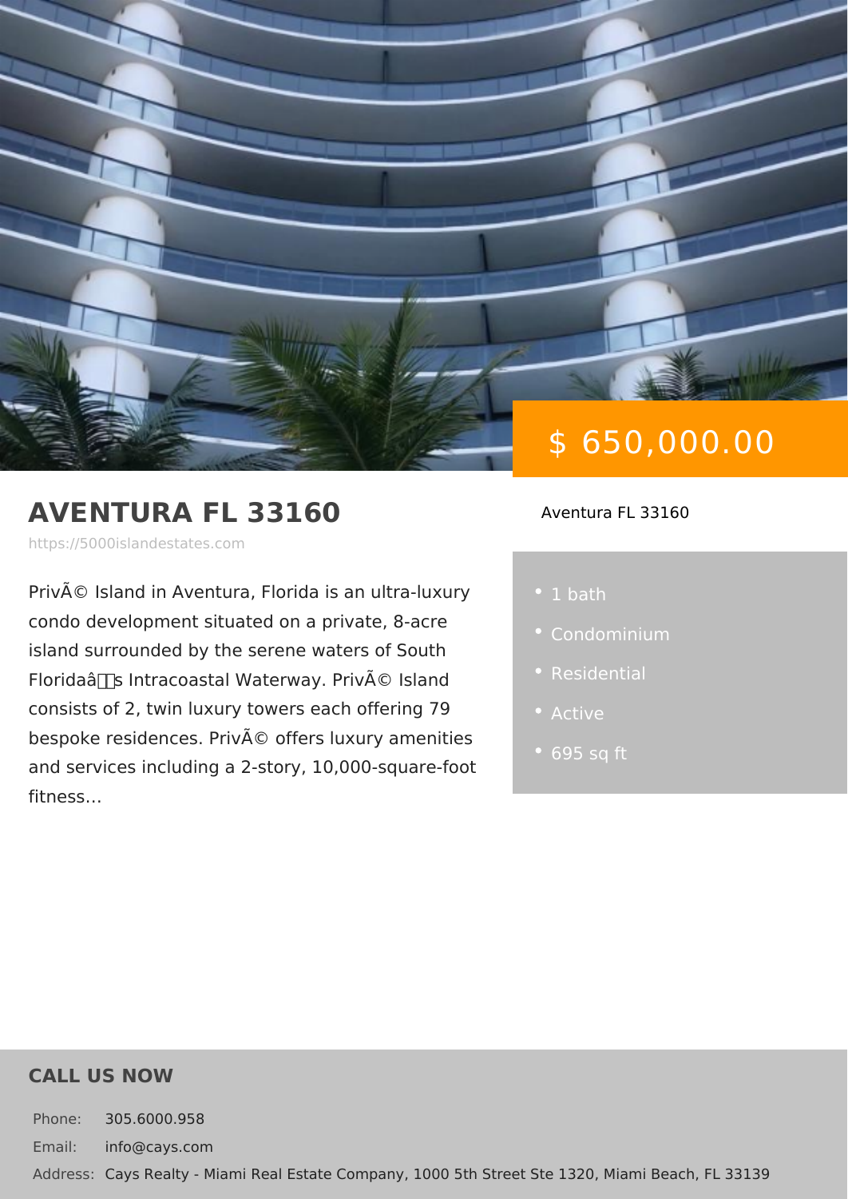$ 650,000.00

# AVENTURA FL 33160

https://5000islandestates.com

PrivÃ© Island in Aventura, Florida is an ultra-luxury condo development situated on a private, 8-acre island surrounded by the serene waters of South Floridaâs Intracoastal Waterway. PrivÃ© Island consists of 2, twin luxury towers each offering 79 bespoke residences. PrivÃ© offers luxury amenities and services including a 2-story, 10,000-square-foot fitness...

Aventura FL 33160

- 1 bath
- Condominium
- Residential
- Active
- 695 sq ft

## CALL US NOW

Phone: 305.6000.958

Email: info@cays.com

Address: Cays Realty - Miami Real Estate Company, 1000 5th Street Ste 1320, Miami Beach, FL 33139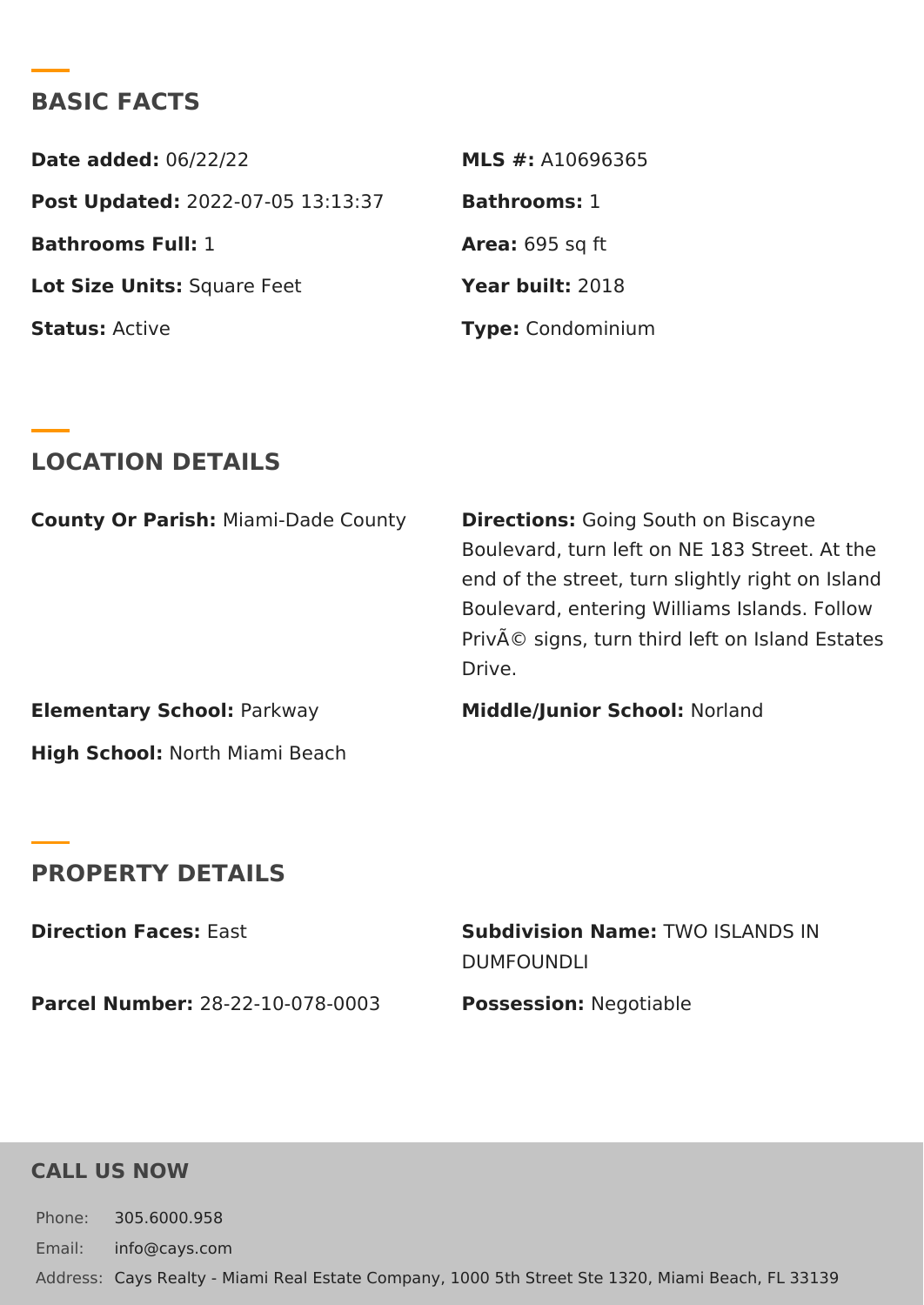## BASIC FACTS

**Date added:** 06/22/22

**MLS #:** A10696365

**Post Updated:** 2022-07-05 13:13:37

**Bathrooms:** 1

**Bathrooms Full:** 1

**Area:** 695 sq ft

**Lot Size Units:** Square Feet

**Year built:** 2018

**Status:** Active

**Type:** Condominium

## LOCATION DETAILS

**County Or Parish:** Miami-Dade County

**Directions:** Going South on Biscayne Boulevard, turn left on NE 183 Street. At the end of the street, turn slightly right on Island Boulevard, entering Williams Islands. Follow PrivÃ© signs, turn third left on Island Estates Drive.

**Elementary School:** Parkway

**Middle/Junior School:** Norland

**High School:** North Miami Beach

## PROPERTY DETAILS

**Direction Faces:** East

**Subdivision Name:** TWO ISLANDS IN DUMFOUNDLI

**Parcel Number:** 28-22-10-078-0003

**Possession:** Negotiable

## CALL US NOW

Phone: 305.6000.958

Email: info@cays.com

Address: Cays Realty - Miami Real Estate Company, 1000 5th Street Ste 1320, Miami Beach, FL 33139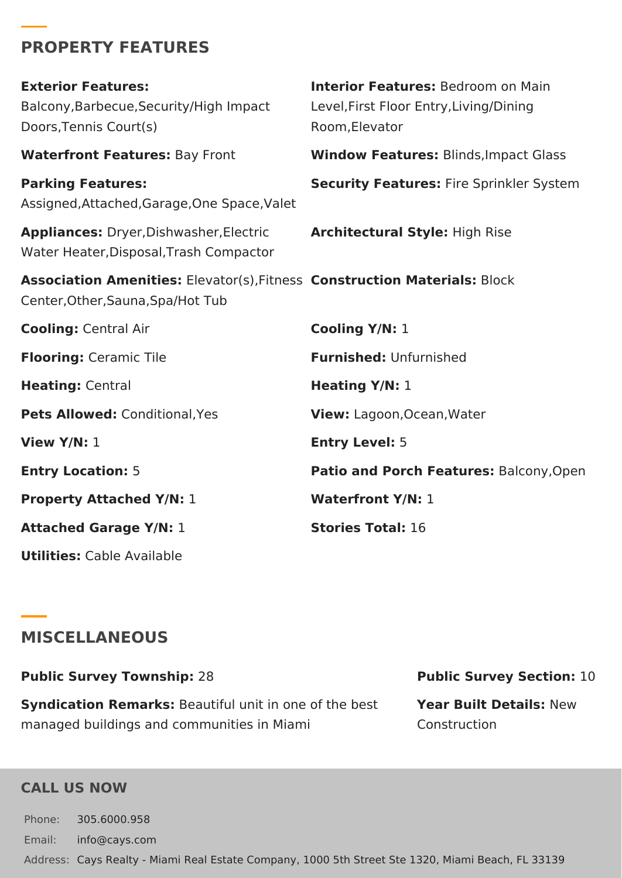## PROPERTY FEATURES

**Exterior Features:** Balcony,Barbecue,Security/High Impact Doors,Tennis Court(s)

**Interior Features:** Bedroom on Main Level,First Floor Entry,Living/Dining Room,Elevator

**Waterfront Features:** Bay Front

**Window Features:** Blinds,Impact Glass

**Parking Features:** Assigned,Attached,Garage,One Space,Valet

**Security Features:** Fire Sprinkler System

**Appliances:** Dryer,Dishwasher,Electric Water Heater,Disposal,Trash Compactor

**Architectural Style:** High Rise

**Association Amenities:** Elevator(s),Fitness Center,Other,Sauna,Spa/Hot Tub

**Construction Materials:** Block

**Cooling:** Central Air

**Cooling Y/N:** 1

**Flooring:** Ceramic Tile

**Furnished:** Unfurnished

**Heating:** Central

**Heating Y/N:** 1

**Pets Allowed:** Conditional,Yes

**View:** Lagoon,Ocean,Water

**View Y/N:** 1

**Entry Level:** 5

**Entry Location:** 5

**Patio and Porch Features:** Balcony,Open

**Property Attached Y/N:** 1

**Waterfront Y/N:** 1

**Attached Garage Y/N:** 1

**Stories Total:** 16

**Utilities:** Cable Available

## MISCELLANEOUS

**Public Survey Township:** 28

**Public Survey Section:** 10

**Syndication Remarks:** Beautiful unit in one of the best managed buildings and communities in Miami

**Year Built Details:** New Construction

## CALL US NOW

| | |
|---|---|
| Phone: | 305.6000.958 |
| Email: | info@cays.com |
| Address: | Cays Realty - Miami Real Estate Company, 1000 5th Street Ste 1320, Miami Beach, FL 33139 |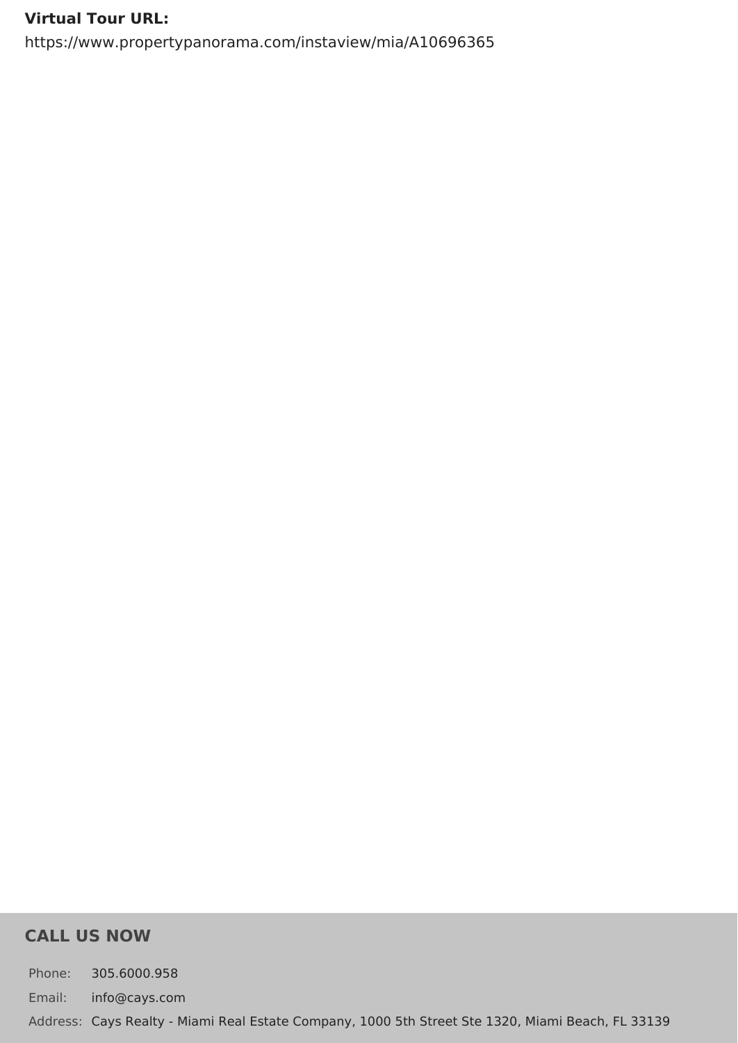**Virtual Tour URL:**

https://www.propertypanorama.com/instaview/mia/A10696365

## CALL US NOW

| | |
|---|---|
| Phone: | 305.6000.958 |
| Email: | info@cays.com |
| Address: | Cays Realty - Miami Real Estate Company, 1000 5th Street Ste 1320, Miami Beach, FL 33139 |